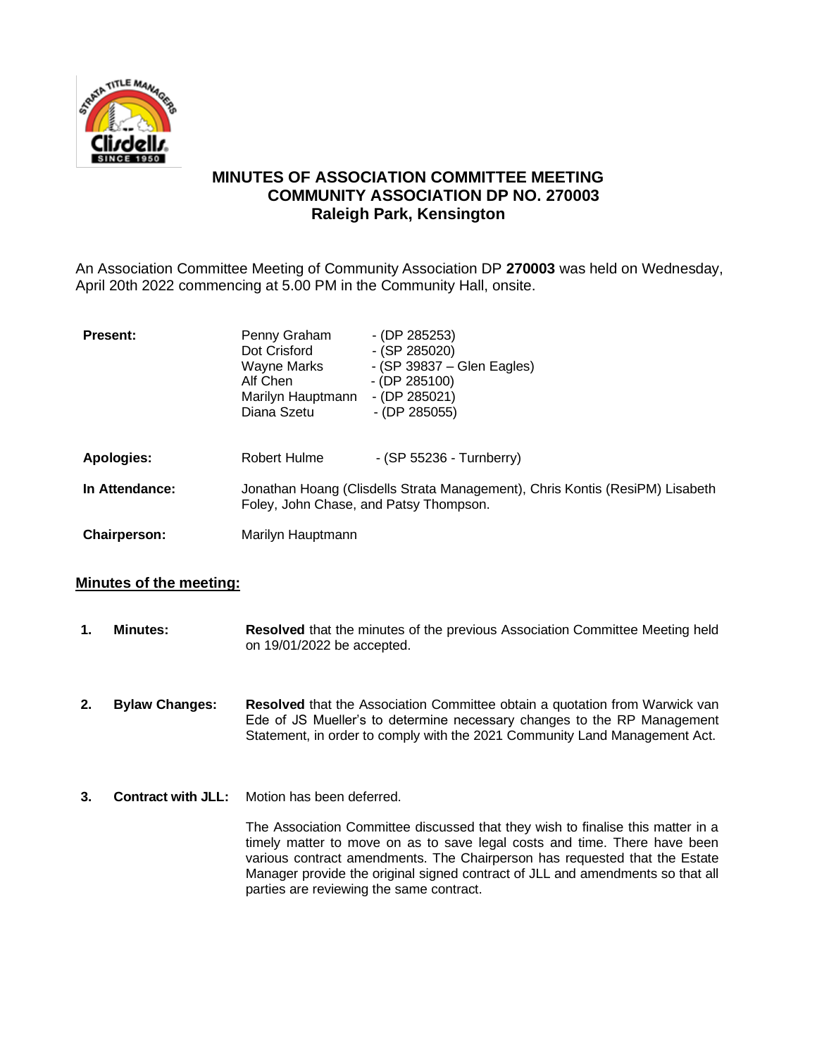# MINUTES OF ASSOCIATION COMMITTEE MEETING
## COMMUNITY ASSOCIATION DP NO. 270003
## Raleigh Park, Kensington

An Association Committee Meeting of Community Association DP **270003** was held on Wednesday, April 20th 2022 commencing at 5.00 PM in the Community Hall, onsite.

| | | |
|---|---|---|
| **Present:** | Penny Graham | - (DP 285253) |
| | Dot Crisford | - (SP 285020) |
| | Wayne Marks | - (SP 39837 – Glen Eagles) |
| | Alf Chen | - (DP 285100) |
| | Marilyn Hauptmann | - (DP 285021) |
| | Diana Szetu | - (DP 285055) |
| **Apologies:** | Robert Hulme | - (SP 55236 - Turnberry) |
| **In Attendance:** | Jonathan Hoang (Clisdells Strata Management), Chris Kontis (ResiPM) Lisabeth Foley, John Chase, and Patsy Thompson. | |
| **Chairperson:** | Marilyn Hauptmann | |

**Minutes of the meeting:**

1. **Minutes:** **Resolved** that the minutes of the previous Association Committee Meeting held on 19/01/2022 be accepted.

2. **Bylaw Changes:** **Resolved** that the Association Committee obtain a quotation from Warwick van Ede of JS Mueller's to determine necessary changes to the RP Management Statement, in order to comply with the 2021 Community Land Management Act.

3. **Contract with JLL:** Motion has been deferred.

   The Association Committee discussed that they wish to finalise this matter in a timely matter to move on as to save legal costs and time. There have been various contract amendments. The Chairperson has requested that the Estate Manager provide the original signed contract of JLL and amendments so that all parties are reviewing the same contract.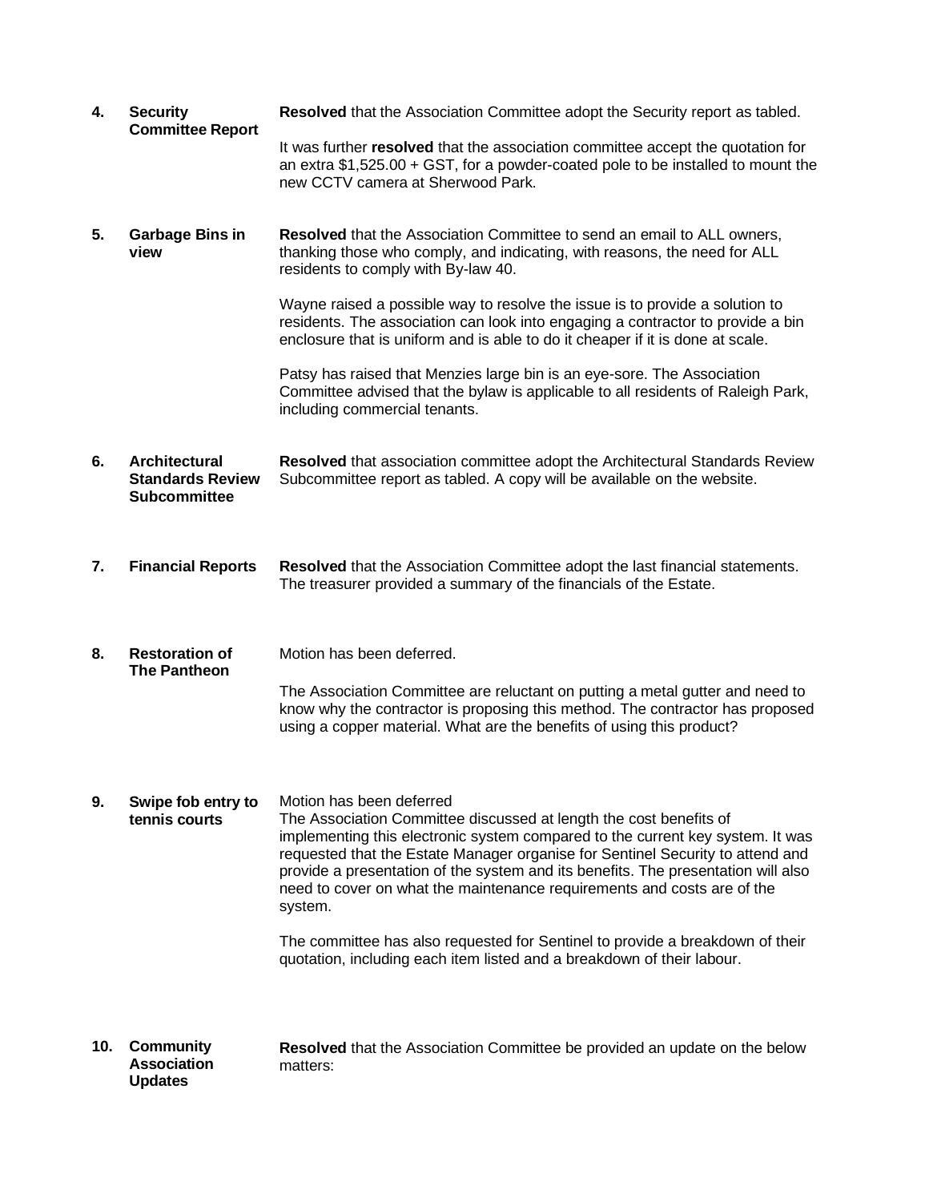| | | |
|---|---|---|
| **4.** | **Security Committee Report** | **Resolved** that the Association Committee adopt the Security report as tabled.<br><br>It was further **resolved** that the association committee accept the quotation for an extra $1,525.00 + GST, for a powder-coated pole to be installed to mount the new CCTV camera at Sherwood Park. |
| **5.** | **Garbage Bins in view** | **Resolved** that the Association Committee to send an email to ALL owners, thanking those who comply, and indicating, with reasons, the need for ALL residents to comply with By-law 40.<br><br>Wayne raised a possible way to resolve the issue is to provide a solution to residents. The association can look into engaging a contractor to provide a bin enclosure that is uniform and is able to do it cheaper if it is done at scale.<br><br>Patsy has raised that Menzies large bin is an eye-sore. The Association Committee advised that the bylaw is applicable to all residents of Raleigh Park, including commercial tenants. |
| **6.** | **Architectural Standards Review Subcommittee** | **Resolved** that association committee adopt the Architectural Standards Review Subcommittee report as tabled. A copy will be available on the website. |
| **7.** | **Financial Reports** | **Resolved** that the Association Committee adopt the last financial statements. The treasurer provided a summary of the financials of the Estate. |
| **8.** | **Restoration of The Pantheon** | Motion has been deferred.<br><br>The Association Committee are reluctant on putting a metal gutter and need to know why the contractor is proposing this method. The contractor has proposed using a copper material. What are the benefits of using this product? |
| **9.** | **Swipe fob entry to tennis courts** | Motion has been deferred<br>The Association Committee discussed at length the cost benefits of implementing this electronic system compared to the current key system. It was requested that the Estate Manager organise for Sentinel Security to attend and provide a presentation of the system and its benefits. The presentation will also need to cover on what the maintenance requirements and costs are of the system.<br><br>The committee has also requested for Sentinel to provide a breakdown of their quotation, including each item listed and a breakdown of their labour. |
| **10.** | **Community Association Updates** | **Resolved** that the Association Committee be provided an update on the below matters: |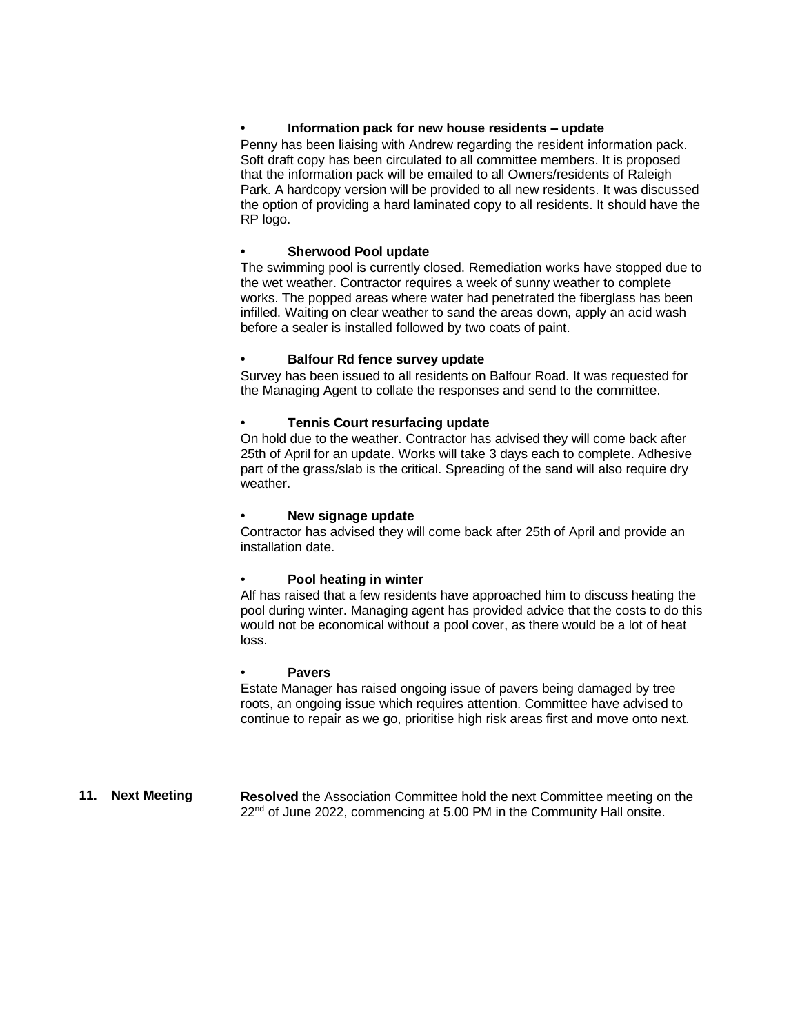- **Information pack for new house residents – update**

  Penny has been liaising with Andrew regarding the resident information pack. Soft draft copy has been circulated to all committee members. It is proposed that the information pack will be emailed to all Owners/residents of Raleigh Park. A hardcopy version will be provided to all new residents. It was discussed the option of providing a hard laminated copy to all residents. It should have the RP logo.

- **Sherwood Pool update**

  The swimming pool is currently closed. Remediation works have stopped due to the wet weather. Contractor requires a week of sunny weather to complete works. The popped areas where water had penetrated the fiberglass has been infilled. Waiting on clear weather to sand the areas down, apply an acid wash before a sealer is installed followed by two coats of paint.

- **Balfour Rd fence survey update**

  Survey has been issued to all residents on Balfour Road. It was requested for the Managing Agent to collate the responses and send to the committee.

- **Tennis Court resurfacing update**

  On hold due to the weather. Contractor has advised they will come back after 25th of April for an update. Works will take 3 days each to complete. Adhesive part of the grass/slab is the critical. Spreading of the sand will also require dry weather.

- **New signage update**

  Contractor has advised they will come back after 25th of April and provide an installation date.

- **Pool heating in winter**

  Alf has raised that a few residents have approached him to discuss heating the pool during winter. Managing agent has provided advice that the costs to do this would not be economical without a pool cover, as there would be a lot of heat loss.

- **Pavers**

  Estate Manager has raised ongoing issue of pavers being damaged by tree roots, an ongoing issue which requires attention. Committee have advised to continue to repair as we go, prioritise high risk areas first and move onto next.

**11. Next Meeting**

**Resolved** the Association Committee hold the next Committee meeting on the 22nd of June 2022, commencing at 5.00 PM in the Community Hall onsite.